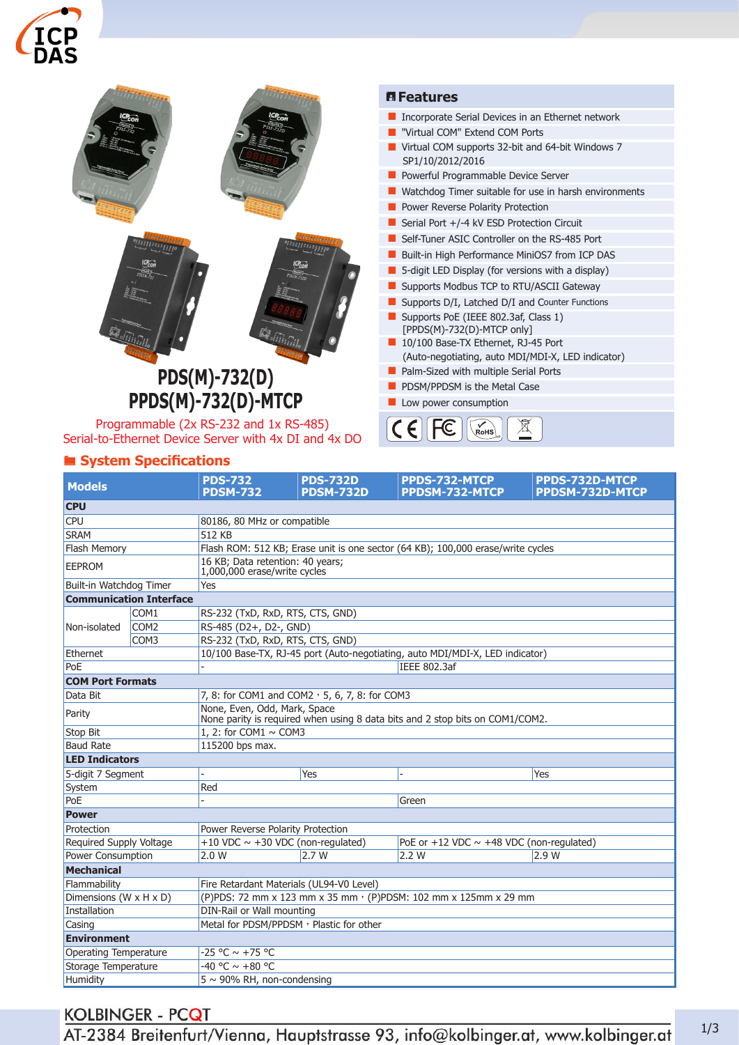# PDS(M)-732(D)
# PPDS(M)-732(D)-MTCP

Programmable (2x RS-232 and 1x RS-485)
Serial-to-Ethernet Device Server with 4x DI and 4x DO

## Features

- Incorporate Serial Devices in an Ethernet network
- "Virtual COM" Extend COM Ports
- Virtual COM supports 32-bit and 64-bit Windows 7 SP1/10/2012/2016
- Powerful Programmable Device Server
- Watchdog Timer suitable for use in harsh environments
- Power Reverse Polarity Protection
- Serial Port +/-4 kV ESD Protection Circuit
- Self-Tuner ASIC Controller on the RS-485 Port
- Built-in High Performance MiniOS7 from ICP DAS
- 5-digit LED Display (for versions with a display)
- Supports Modbus TCP to RTU/ASCII Gateway
- Supports D/I, Latched D/I and Counter Functions
- Supports PoE (IEEE 802.3af, Class 1) [PPDS(M)-732(D)-MTCP only]
- 10/100 Base-TX Ethernet, RJ-45 Port (Auto-negotiating, auto MDI/MDI-X, LED indicator)
- Palm-Sized with multiple Serial Ports
- PDSM/PPDSM is the Metal Case
- Low power consumption

## System Specifications

| Models | | PDS-732 PDSM-732 | PDS-732D PDSM-732D | PPDS-732-MTCP PPDSM-732-MTCP | PPDS-732D-MTCP PPDSM-732D-MTCP |
|---|---|---|---|---|---|
| **CPU** | | | | | |
| CPU | | 80186, 80 MHz or compatible | | | |
| SRAM | | 512 KB | | | |
| Flash Memory | | Flash ROM: 512 KB; Erase unit is one sector (64 KB); 100,000 erase/write cycles | | | |
| EEPROM | | 16 KB; Data retention: 40 years; 1,000,000 erase/write cycles | | | |
| Built-in Watchdog Timer | | Yes | | | |
| **Communication Interface** | | | | | |
| Non-isolated | COM1 | RS-232 (TxD, RxD, RTS, CTS, GND) | | | |
| | COM2 | RS-485 (D2+, D2-, GND) | | | |
| | COM3 | RS-232 (TxD, RxD, RTS, CTS, GND) | | | |
| Ethernet | | 10/100 Base-TX, RJ-45 port (Auto-negotiating, auto MDI/MDI-X, LED indicator) | | | |
| PoE | | - | | IEEE 802.3af | |
| **COM Port Formats** | | | | | |
| Data Bit | | 7, 8: for COM1 and COM2，5, 6, 7, 8: for COM3 | | | |
| Parity | | None, Even, Odd, Mark, Space<br>None parity is required when using 8 data bits and 2 stop bits on COM1/COM2. | | | |
| Stop Bit | | 1, 2: for COM1 ~ COM3 | | | |
| Baud Rate | | 115200 bps max. | | | |
| **LED Indicators** | | | | | |
| 5-digit 7 Segment | | - | Yes | - | Yes |
| System | | Red | | | |
| PoE | | - | | Green | |
| **Power** | | | | | |
| Protection | | Power Reverse Polarity Protection | | | |
| Required Supply Voltage | | +10 VDC ~ +30 VDC (non-regulated) | | PoE or +12 VDC ~ +48 VDC (non-regulated) | |
| Power Consumption | | 2.0 W | 2.7 W | 2.2 W | 2.9 W |
| **Mechanical** | | | | | |
| Flammability | | Fire Retardant Materials (UL94-V0 Level) | | | |
| Dimensions (W x H x D) | | (P)PDS: 72 mm x 123 mm x 35 mm，(P)PDSM: 102 mm x 125mm x 29 mm | | | |
| Installation | | DIN-Rail or Wall mounting | | | |
| Casing | | Metal for PDSM/PPDSM，Plastic for other | | | |
| **Environment** | | | | | |
| Operating Temperature | | -25 °C ~ +75 °C | | | |
| Storage Temperature | | -40 °C ~ +80 °C | | | |
| Humidity | | 5 ~ 90% RH, non-condensing | | | |

KOLBINGER - PCQT
AT-2384 Breitenfurt/Vienna, Hauptstrasse 93, info@kolbinger.at, www.kolbinger.at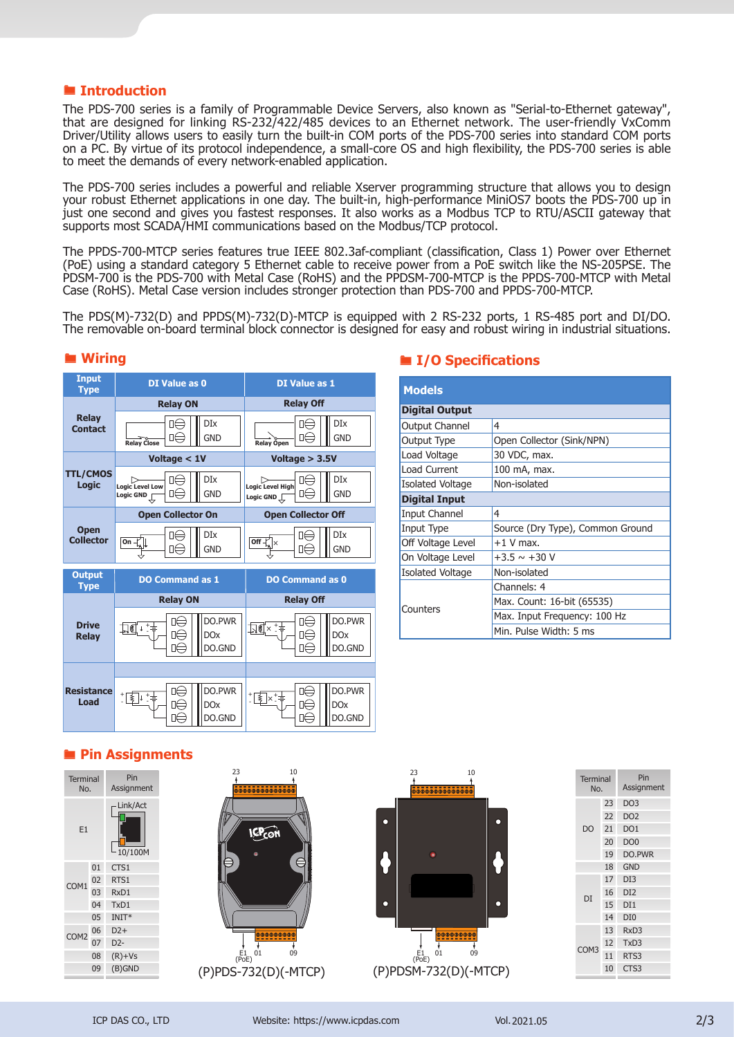## Introduction

The PDS-700 series is a family of Programmable Device Servers, also known as "Serial-to-Ethernet gateway", that are designed for linking RS-232/422/485 devices to an Ethernet network. The user-friendly VxComm Driver/Utility allows users to easily turn the built-in COM ports of the PDS-700 series into standard COM ports on a PC. By virtue of its protocol independence, a small-core OS and high flexibility, the PDS-700 series is able to meet the demands of every network-enabled application.

The PDS-700 series includes a powerful and reliable Xserver programming structure that allows you to design your robust Ethernet applications in one day. The built-in, high-performance MiniOS7 boots the PDS-700 up in just one second and gives you fastest responses. It also works as a Modbus TCP to RTU/ASCII gateway that supports most SCADA/HMI communications based on the Modbus/TCP protocol.

The PPDS-700-MTCP series features true IEEE 802.3af-compliant (classification, Class 1) Power over Ethernet (PoE) using a standard category 5 Ethernet cable to receive power from a PoE switch like the NS-205PSE. The PDSM-700 is the PDS-700 with Metal Case (RoHS) and the PPDSM-700-MTCP is the PPDS-700-MTCP with Metal Case (RoHS). Metal Case version includes stronger protection than PDS-700 and PPDS-700-MTCP.

The PDS(M)-732(D) and PPDS(M)-732(D)-MTCP is equipped with 2 RS-232 ports, 1 RS-485 port and DI/DO. The removable on-board terminal block connector is designed for easy and robust wiring in industrial situations.

## Wiring

| Input Type | DI Value as 0 | DI Value as 1 |
|---|---|---|
| Relay Contact | Relay ON (Relay Close; DIx, GND) | Relay Off (Relay Open; DIx, GND) |
| TTL/CMOS Logic | Voltage < 1V (Logic Level Low, Logic GND; DIx, GND) | Voltage > 3.5V (Logic Level High, Logic GND; DIx, GND) |
| Open Collector | Open Collector On (On; DIx, GND) | Open Collector Off (Off; DIx, GND) |

| Output Type | DO Command as 1 | DO Command as 0 |
|---|---|---|
| Drive Relay | Relay ON (DO.PWR, DOx, DO.GND) | Relay Off (DO.PWR, DOx, DO.GND) |
| Resistance Load | DO.PWR, DOx, DO.GND | DO.PWR, DOx, DO.GND |

## I/O Specifications

| Models | |
|---|---|
| **Digital Output** | |
| Output Channel | 4 |
| Output Type | Open Collector (Sink/NPN) |
| Load Voltage | 30 VDC, max. |
| Load Current | 100 mA, max. |
| Isolated Voltage | Non-isolated |
| **Digital Input** | |
| Input Channel | 4 |
| Input Type | Source (Dry Type), Common Ground |
| Off Voltage Level | +1 V max. |
| On Voltage Level | +3.5 ~ +30 V |
| Isolated Voltage | Non-isolated |
| Counters | Channels: 4 |
| | Max. Count: 16-bit (65535) |
| | Max. Input Frequency: 100 Hz |
| | Min. Pulse Width: 5 ms |

## Pin Assignments

| Terminal No. | | Pin Assignment |
|---|---|---|
| E1 | | Link/Act, 10/100M |
| COM1 | 01 | CTS1 |
| | 02 | RTS1 |
| | 03 | RxD1 |
| | 04 | TxD1 |
| | 05 | INIT* |
| COM2 | 06 | D2+ |
| | 07 | D2- |
| | 08 | (R)+Vs |
| | 09 | (B)GND |

(P)PDS-732(D)(-MTCP)

(P)PDSM-732(D)(-MTCP)

| Terminal No. | | Pin Assignment |
|---|---|---|
| DO | 23 | DO3 |
| | 22 | DO2 |
| | 21 | DO1 |
| | 20 | DO0 |
| | 19 | DO.PWR |
| | 18 | GND |
| DI | 17 | DI3 |
| | 16 | DI2 |
| | 15 | DI1 |
| | 14 | DI0 |
| COM3 | 13 | RxD3 |
| | 12 | TxD3 |
| | 11 | RTS3 |
| | 10 | CTS3 |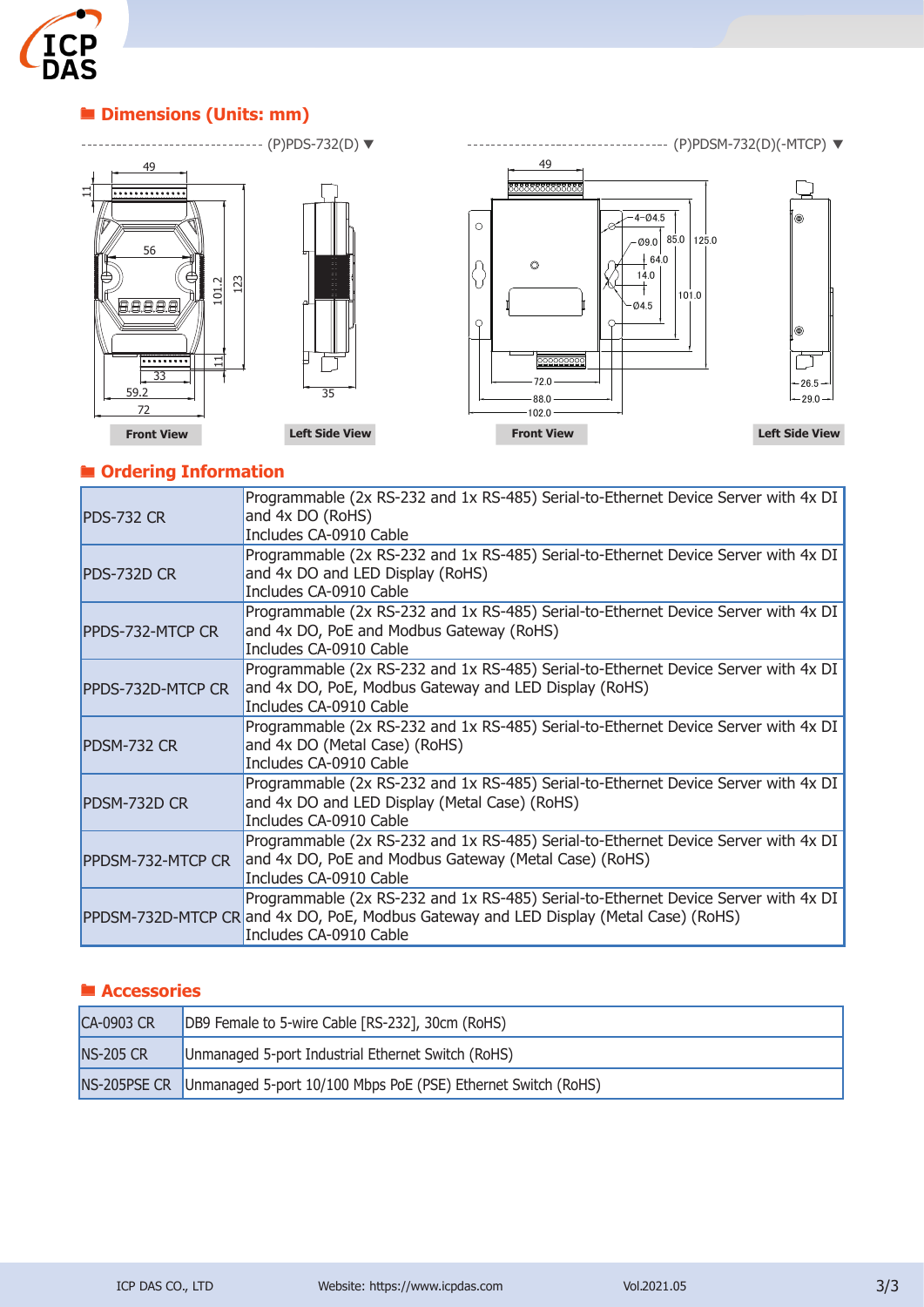## Dimensions (Units: mm)

(P)PDS-732(D) ▼

49
11
56
101.2
123
11
33
59.2
72
35

Front View

Left Side View

(P)PDSM-732(D)(-MTCP) ▼

49
4−Ø4.5
Ø9.0
85.0
125.0
64.0
14.0
101.0
Ø4.5
72.0
88.0
102.0
26.5
29.0

Front View

Left Side View

## Ordering Information

| | |
|---|---|
| PDS-732 CR | Programmable (2x RS-232 and 1x RS-485) Serial-to-Ethernet Device Server with 4x DI and 4x DO (RoHS)<br>Includes CA-0910 Cable |
| PDS-732D CR | Programmable (2x RS-232 and 1x RS-485) Serial-to-Ethernet Device Server with 4x DI and 4x DO and LED Display (RoHS)<br>Includes CA-0910 Cable |
| PPDS-732-MTCP CR | Programmable (2x RS-232 and 1x RS-485) Serial-to-Ethernet Device Server with 4x DI and 4x DO, PoE and Modbus Gateway (RoHS)<br>Includes CA-0910 Cable |
| PPDS-732D-MTCP CR | Programmable (2x RS-232 and 1x RS-485) Serial-to-Ethernet Device Server with 4x DI and 4x DO, PoE, Modbus Gateway and LED Display (RoHS)<br>Includes CA-0910 Cable |
| PDSM-732 CR | Programmable (2x RS-232 and 1x RS-485) Serial-to-Ethernet Device Server with 4x DI and 4x DO (Metal Case) (RoHS)<br>Includes CA-0910 Cable |
| PDSM-732D CR | Programmable (2x RS-232 and 1x RS-485) Serial-to-Ethernet Device Server with 4x DI and 4x DO and LED Display (Metal Case) (RoHS)<br>Includes CA-0910 Cable |
| PPDSM-732-MTCP CR | Programmable (2x RS-232 and 1x RS-485) Serial-to-Ethernet Device Server with 4x DI and 4x DO, PoE and Modbus Gateway (Metal Case) (RoHS)<br>Includes CA-0910 Cable |
| PPDSM-732D-MTCP CR | Programmable (2x RS-232 and 1x RS-485) Serial-to-Ethernet Device Server with 4x DI and 4x DO, PoE, Modbus Gateway and LED Display (Metal Case) (RoHS)<br>Includes CA-0910 Cable |

## Accessories

| | |
|---|---|
| CA-0903 CR | DB9 Female to 5-wire Cable [RS-232], 30cm (RoHS) |
| NS-205 CR | Unmanaged 5-port Industrial Ethernet Switch (RoHS) |
| NS-205PSE CR | Unmanaged 5-port 10/100 Mbps PoE (PSE) Ethernet Switch (RoHS) |